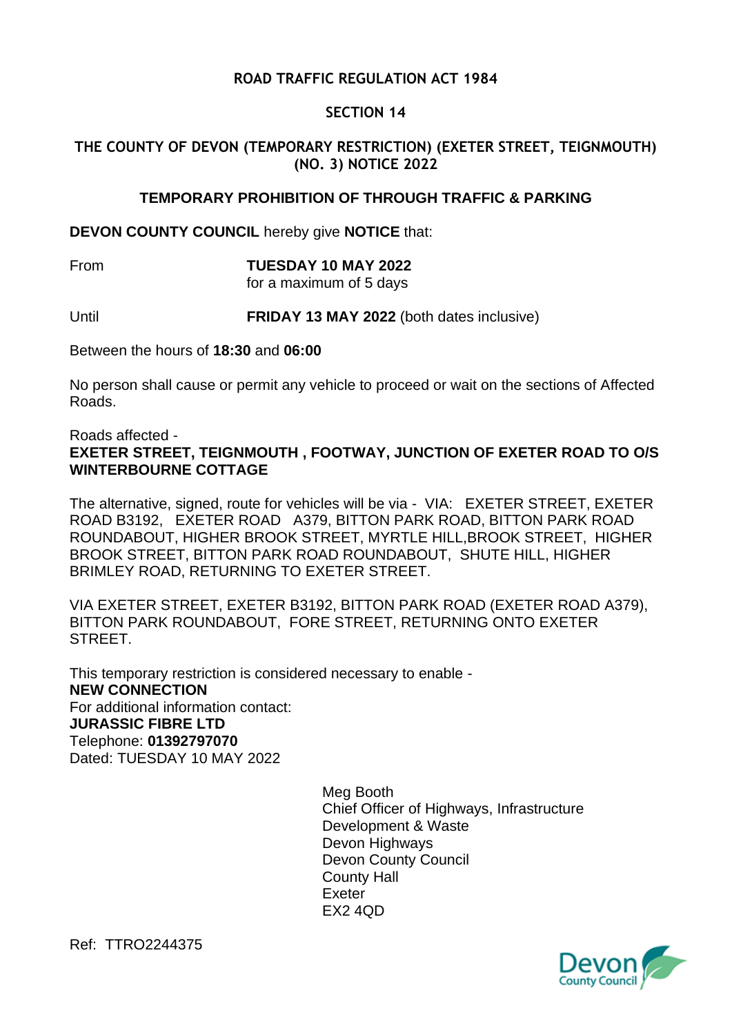**ROAD TRAFFIC REGULATION ACT 1984**

**SECTION 14**

**THE COUNTY OF DEVON (TEMPORARY RESTRICTION) (EXETER STREET, TEIGNMOUTH) (NO. 3) NOTICE 2022**

**TEMPORARY PROHIBITION OF THROUGH TRAFFIC & PARKING**

**DEVON COUNTY COUNCIL** hereby give **NOTICE** that:

From **TUESDAY 10 MAY 2022**
for a maximum of 5 days

Until **FRIDAY 13 MAY 2022** (both dates inclusive)

Between the hours of **18:30** and **06:00**

No person shall cause or permit any vehicle to proceed or wait on the sections of Affected Roads.

Roads affected -
**EXETER STREET, TEIGNMOUTH , FOOTWAY, JUNCTION OF EXETER ROAD TO O/S WINTERBOURNE COTTAGE**

The alternative, signed, route for vehicles will be via - VIA: EXETER STREET, EXETER ROAD B3192, EXETER ROAD A379, BITTON PARK ROAD, BITTON PARK ROAD ROUNDABOUT, HIGHER BROOK STREET, MYRTLE HILL,BROOK STREET, HIGHER BROOK STREET, BITTON PARK ROAD ROUNDABOUT, SHUTE HILL, HIGHER BRIMLEY ROAD, RETURNING TO EXETER STREET.

VIA EXETER STREET, EXETER B3192, BITTON PARK ROAD (EXETER ROAD A379), BITTON PARK ROUNDABOUT, FORE STREET, RETURNING ONTO EXETER STREET.

This temporary restriction is considered necessary to enable -
**NEW CONNECTION**
For additional information contact:
**JURASSIC FIBRE LTD**
Telephone: **01392797070**
Dated: TUESDAY 10 MAY 2022

Meg Booth
Chief Officer of Highways, Infrastructure Development & Waste
Devon Highways
Devon County Council
County Hall
Exeter
EX2 4QD

Ref: TTRO2244375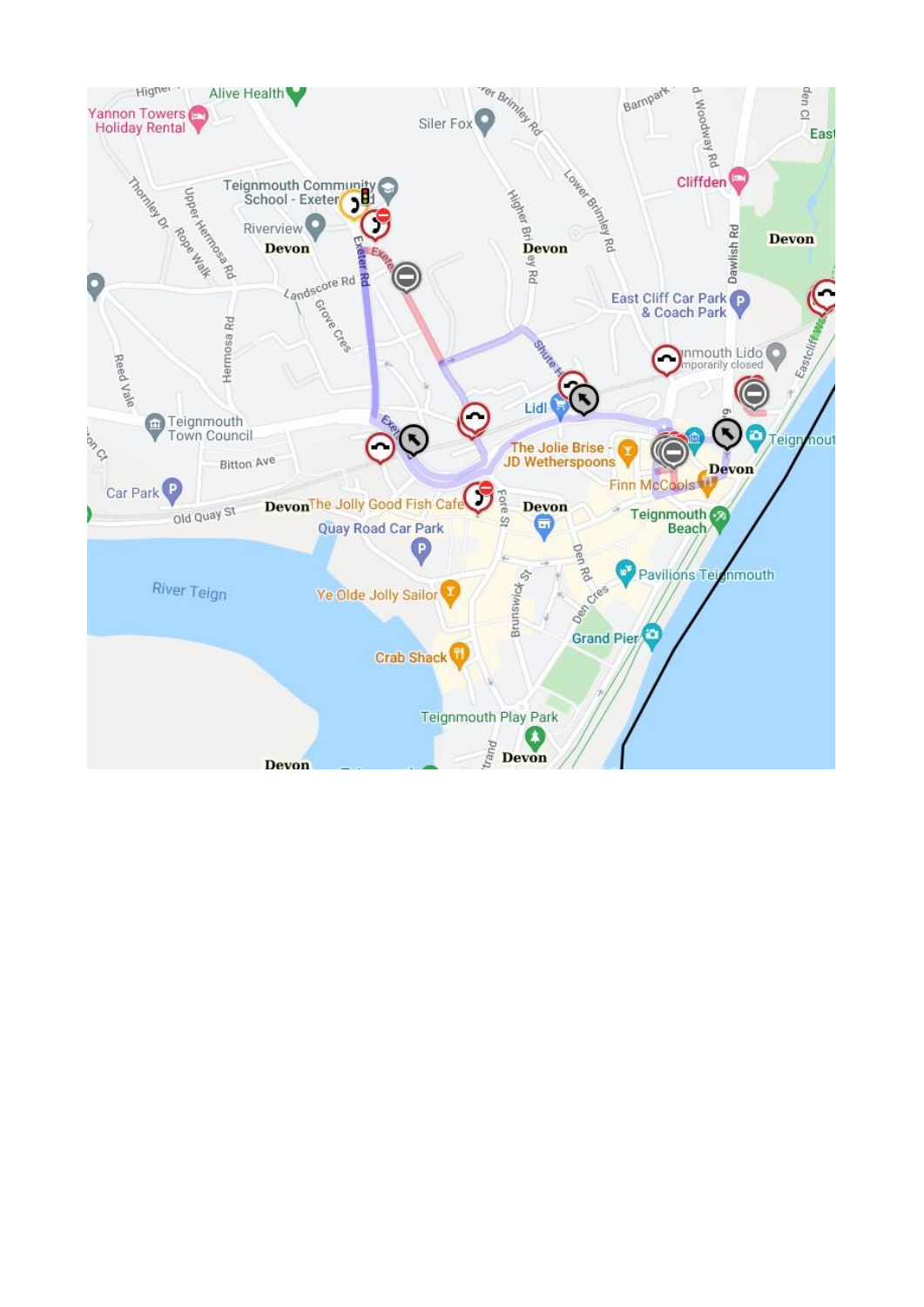Alive Health
Yannon Towers Holiday Rental
Siler Fox
Barnpark
Woodway Rd
Eastcliff
Teignmouth Community School - Exeter
Riverview
Devon
Thornley Dr
Upper Hermosa Rd
Rope Walk
Exeter Rd
Landscore Rd
Grove Cres
Higher Brimley Rd
Lower Brimley Rd
Devon
Cliffden
Devon
Dawlish Rd
East Cliff Car Park & Coach Park
Teignmouth Lido Temporarily closed
Hermosa Rd
Reed Vale
Shute Hill
Lidl
Teignmouth Town Council
Bitton Ave
The Jolie Brise - JD Wetherspoons
Finn McCools
Devon
Teignmouth
Car Park
Old Quay St
Devon
The Jolly Good Fish Cafe
Fore St
Devon
Quay Road Car Park
Teignmouth Beach
Den Rd
Den Cres
Pavilions Teignmouth
River Teign
Ye Olde Jolly Sailor
Brunswick St
Grand Pier
Crab Shack
Teignmouth Play Park
Strand
Devon
Devon